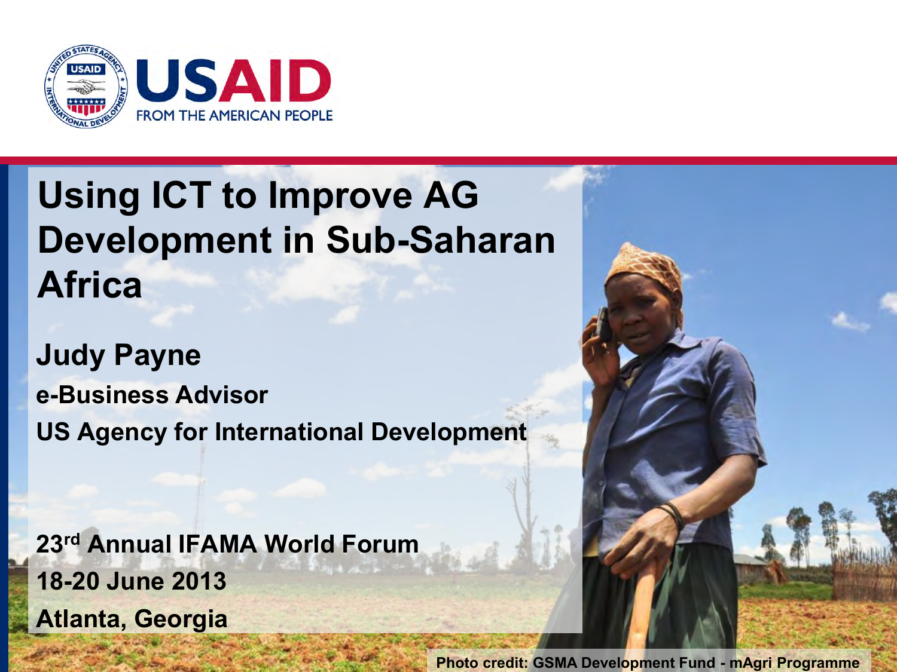USAID
FROM THE AMERICAN PEOPLE

# Using ICT to Improve AG Development in Sub-Saharan Africa

**Judy Payne**

**e-Business Advisor**

**US Agency for International Development**

**23rd Annual IFAMA World Forum**

**18-20 June 2013**

**Atlanta, Georgia**

Photo credit: GSMA Development Fund - mAgri Programme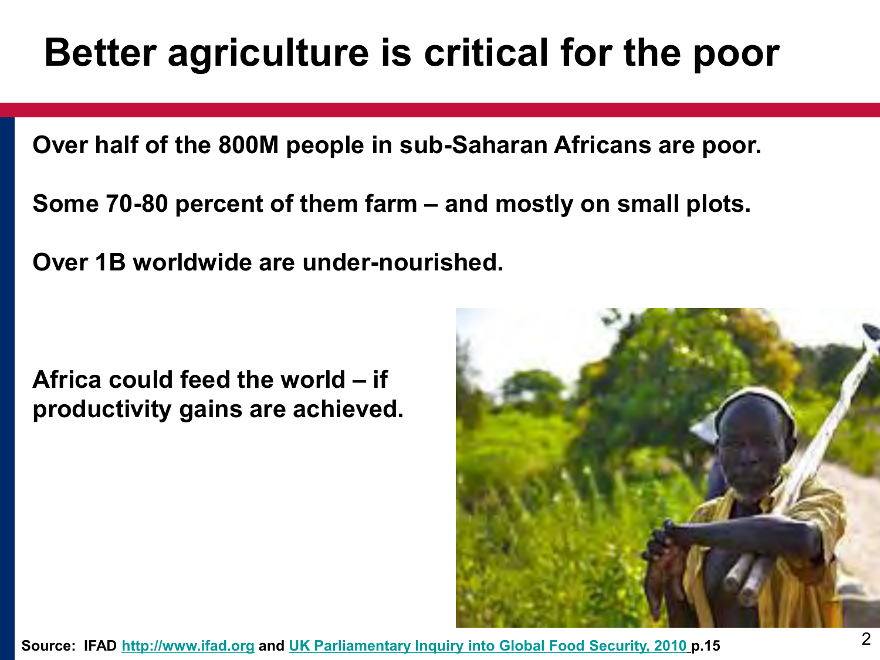# Better agriculture is critical for the poor

**Over half of the 800M people in sub-Saharan Africans are poor.**

**Some 70-80 percent of them farm – and mostly on small plots.**

**Over 1B worldwide are under-nourished.**

**Africa could feed the world – if productivity gains are achieved.**

**Source: IFAD [http://www.ifad.org](http://www.ifad.org) and UK Parliamentary Inquiry into Global Food Security, 2010 p.15**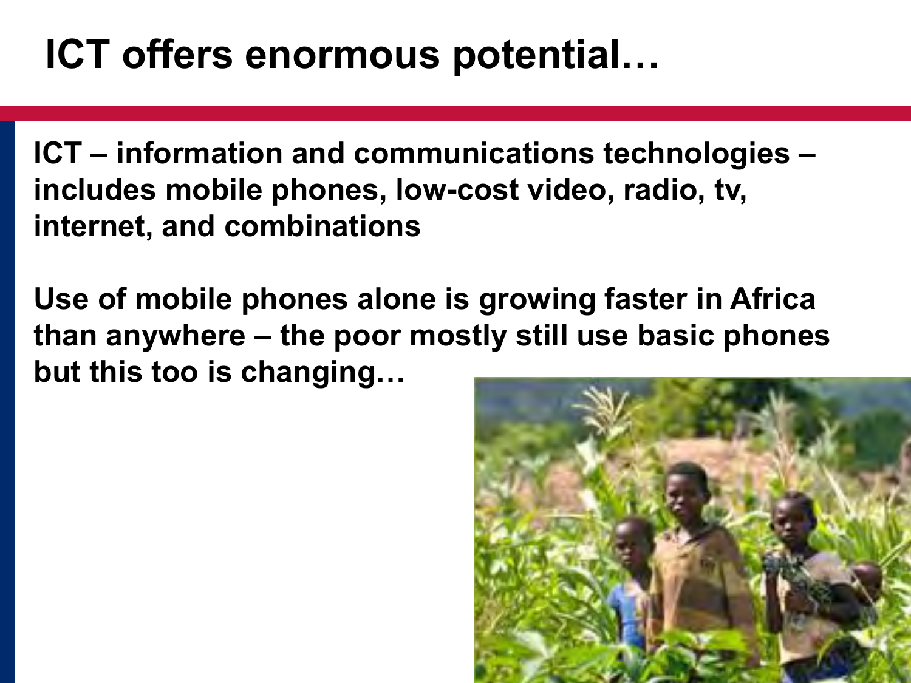# ICT offers enormous potential…

**ICT – information and communications technologies – includes mobile phones, low-cost video, radio, tv, internet, and combinations**

**Use of mobile phones alone is growing faster in Africa than anywhere – the poor mostly still use basic phones but this too is changing…**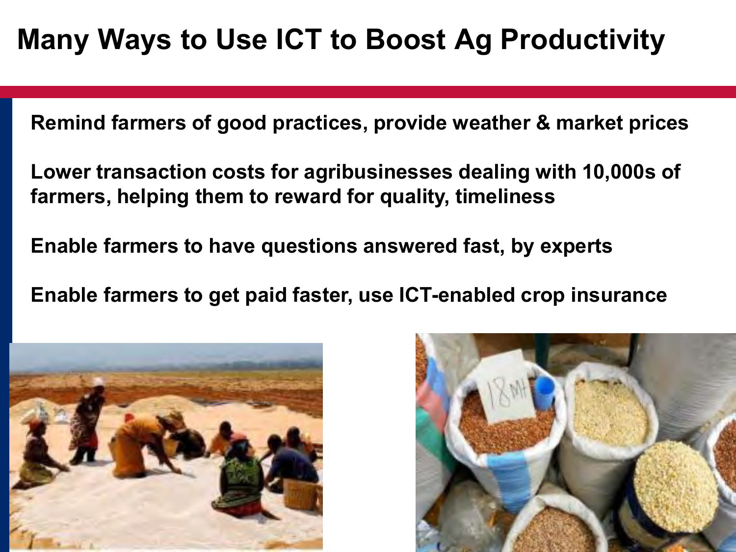# Many Ways to Use ICT to Boost Ag Productivity

**Remind farmers of good practices, provide weather & market prices**

**Lower transaction costs for agribusinesses dealing with 10,000s of farmers, helping them to reward for quality, timeliness**

**Enable farmers to have questions answered fast, by experts**

**Enable farmers to get paid faster, use ICT-enabled crop insurance**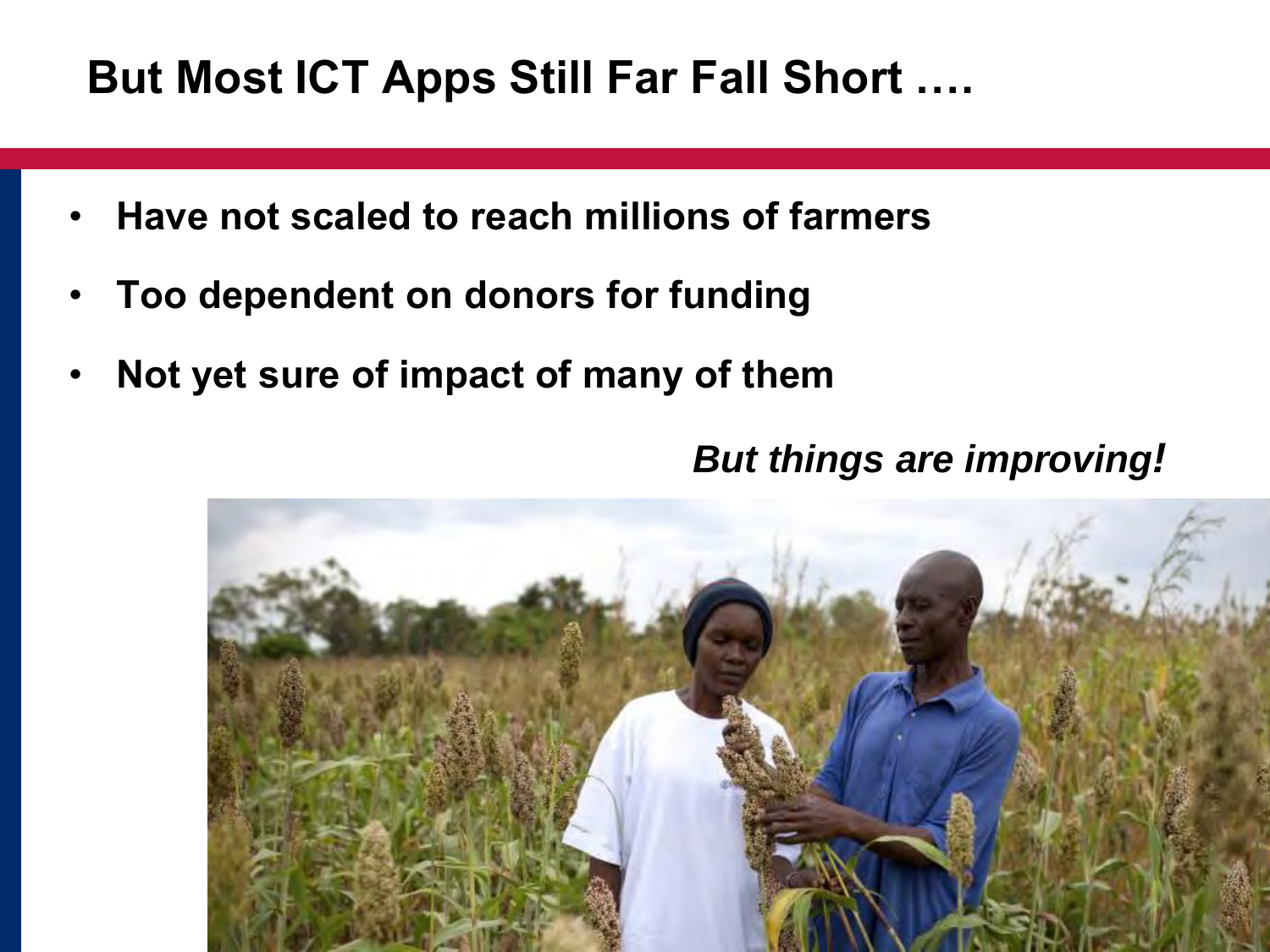# But Most ICT Apps Still Far Fall Short ….

- **Have not scaled to reach millions of farmers**
- **Too dependent on donors for funding**
- **Not yet sure of impact of many of them**

***But things are improving!***